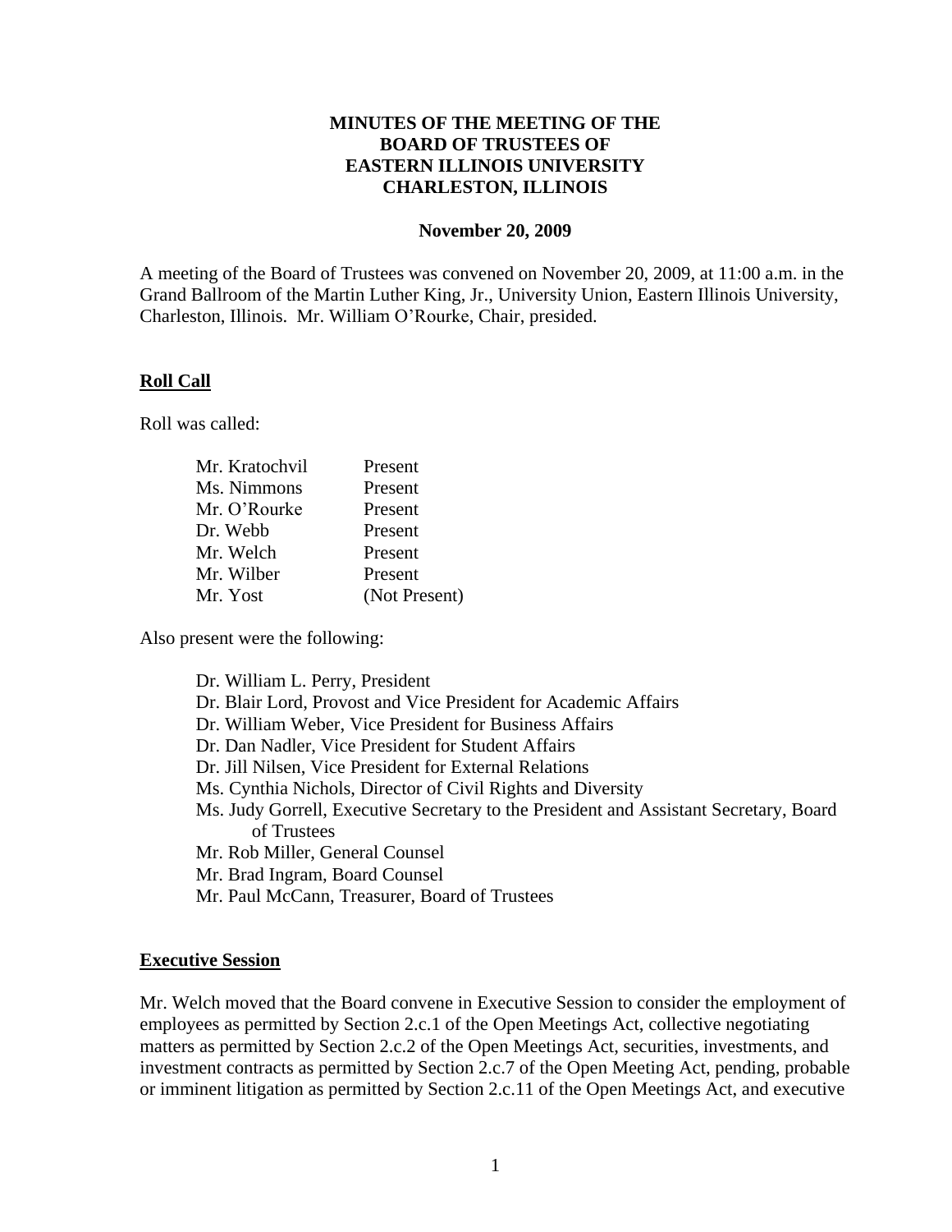# MINUTES OF THE MEETING OF THE BOARD OF TRUSTEES OF EASTERN ILLINOIS UNIVERSITY CHARLESTON, ILLINOIS

**November 20, 2009**

A meeting of the Board of Trustees was convened on November 20, 2009, at 11:00 a.m. in the Grand Ballroom of the Martin Luther King, Jr., University Union, Eastern Illinois University, Charleston, Illinois. Mr. William O'Rourke, Chair, presided.

## Roll Call

Roll was called:

| | |
|---|---|
| Mr. Kratochvil | Present |
| Ms. Nimmons | Present |
| Mr. O'Rourke | Present |
| Dr. Webb | Present |
| Mr. Welch | Present |
| Mr. Wilber | Present |
| Mr. Yost | (Not Present) |

Also present were the following:

- Dr. William L. Perry, President
- Dr. Blair Lord, Provost and Vice President for Academic Affairs
- Dr. William Weber, Vice President for Business Affairs
- Dr. Dan Nadler, Vice President for Student Affairs
- Dr. Jill Nilsen, Vice President for External Relations
- Ms. Cynthia Nichols, Director of Civil Rights and Diversity
- Ms. Judy Gorrell, Executive Secretary to the President and Assistant Secretary, Board of Trustees
- Mr. Rob Miller, General Counsel
- Mr. Brad Ingram, Board Counsel
- Mr. Paul McCann, Treasurer, Board of Trustees

## Executive Session

Mr. Welch moved that the Board convene in Executive Session to consider the employment of employees as permitted by Section 2.c.1 of the Open Meetings Act, collective negotiating matters as permitted by Section 2.c.2 of the Open Meetings Act, securities, investments, and investment contracts as permitted by Section 2.c.7 of the Open Meeting Act, pending, probable or imminent litigation as permitted by Section 2.c.11 of the Open Meetings Act, and executive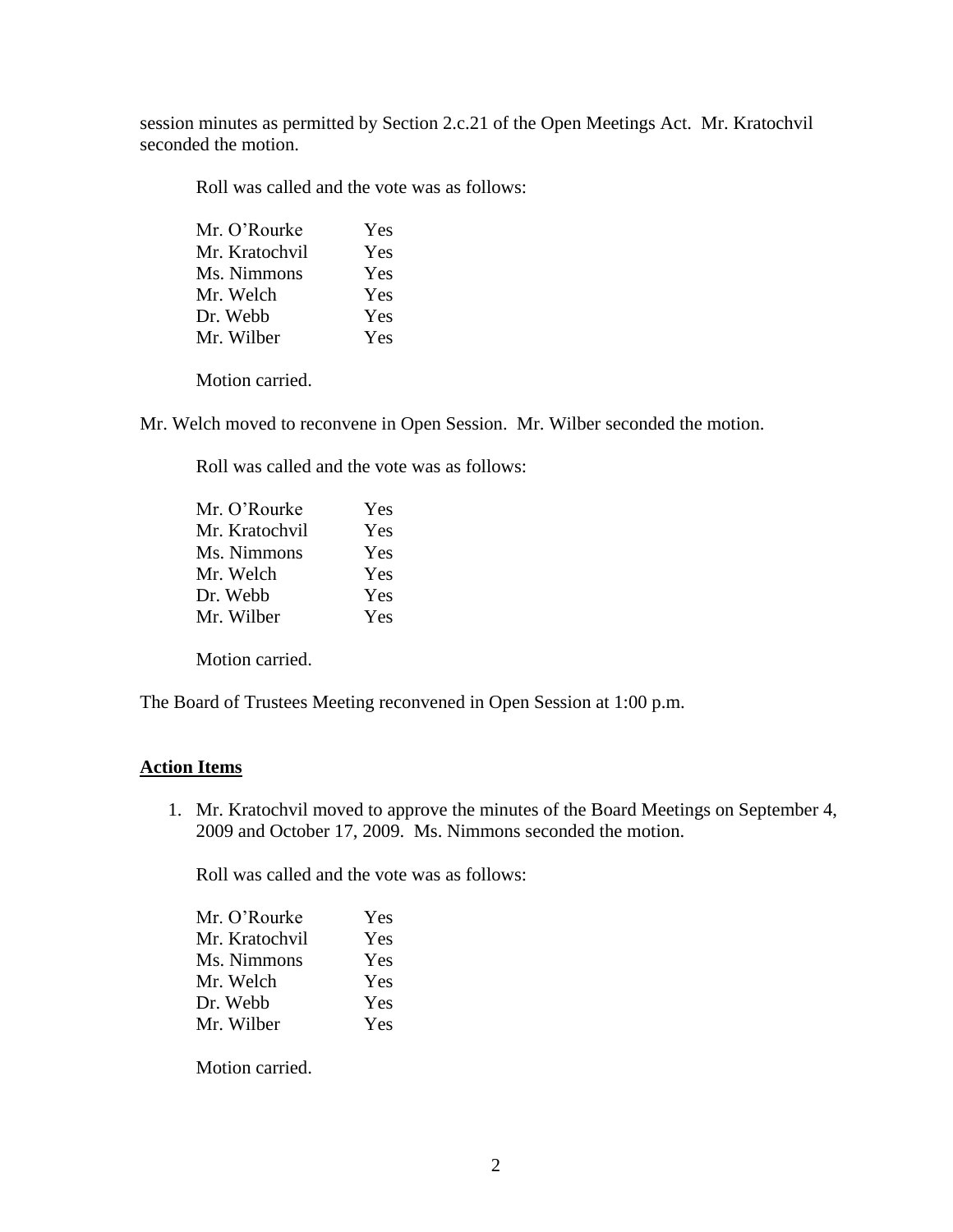session minutes as permitted by Section 2.c.21 of the Open Meetings Act. Mr. Kratochvil seconded the motion.

Roll was called and the vote was as follows:

| | |
|---|---|
| Mr. O'Rourke | Yes |
| Mr. Kratochvil | Yes |
| Ms. Nimmons | Yes |
| Mr. Welch | Yes |
| Dr. Webb | Yes |
| Mr. Wilber | Yes |

Motion carried.

Mr. Welch moved to reconvene in Open Session. Mr. Wilber seconded the motion.

Roll was called and the vote was as follows:

| | |
|---|---|
| Mr. O'Rourke | Yes |
| Mr. Kratochvil | Yes |
| Ms. Nimmons | Yes |
| Mr. Welch | Yes |
| Dr. Webb | Yes |
| Mr. Wilber | Yes |

Motion carried.

The Board of Trustees Meeting reconvened in Open Session at 1:00 p.m.

## Action Items

1. Mr. Kratochvil moved to approve the minutes of the Board Meetings on September 4, 2009 and October 17, 2009. Ms. Nimmons seconded the motion.

   Roll was called and the vote was as follows:

   | | |
   |---|---|
   | Mr. O'Rourke | Yes |
   | Mr. Kratochvil | Yes |
   | Ms. Nimmons | Yes |
   | Mr. Welch | Yes |
   | Dr. Webb | Yes |
   | Mr. Wilber | Yes |

   Motion carried.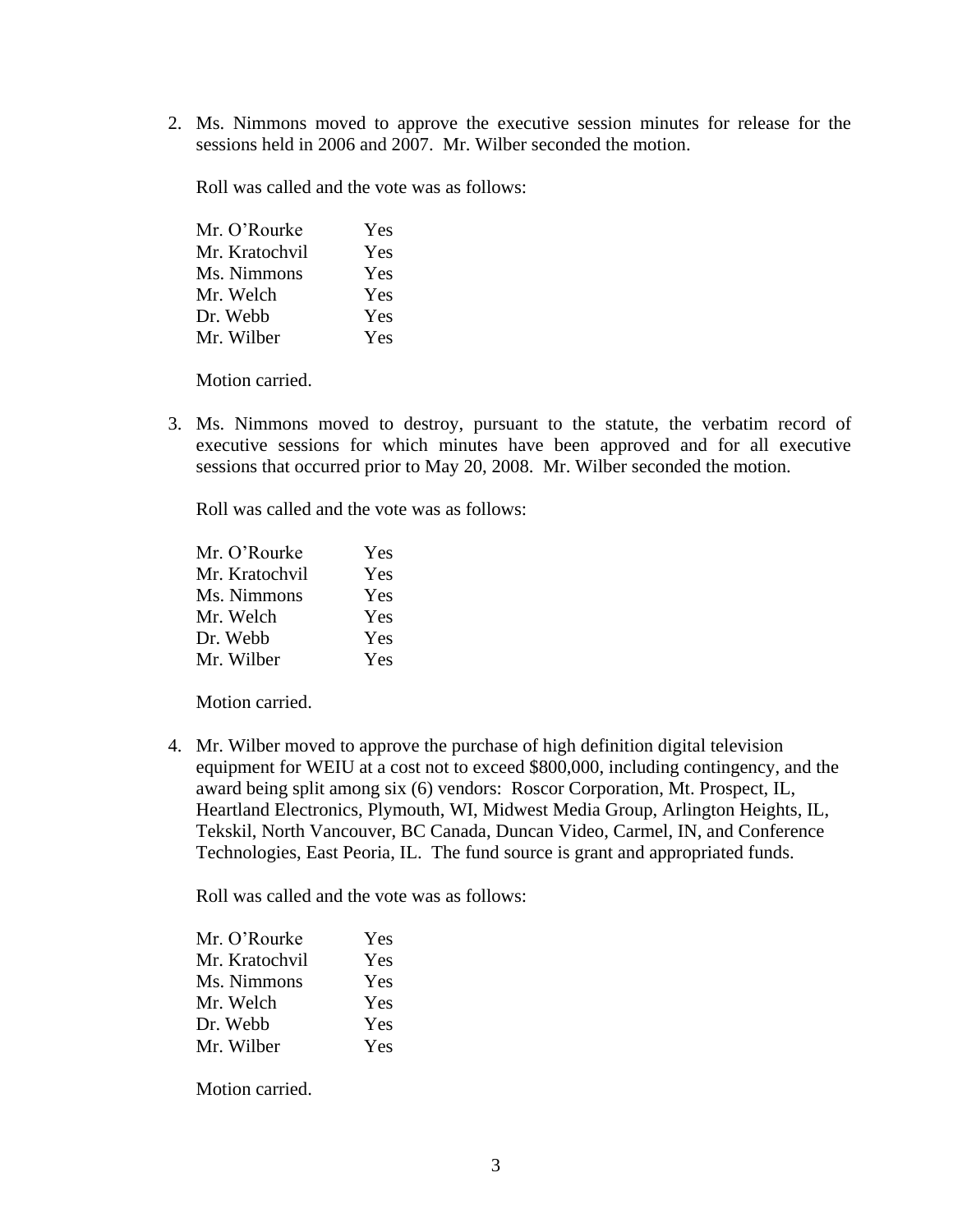2. Ms. Nimmons moved to approve the executive session minutes for release for the sessions held in 2006 and 2007. Mr. Wilber seconded the motion.

   Roll was called and the vote was as follows:

   | | |
   |---|---|
   | Mr. O'Rourke | Yes |
   | Mr. Kratochvil | Yes |
   | Ms. Nimmons | Yes |
   | Mr. Welch | Yes |
   | Dr. Webb | Yes |
   | Mr. Wilber | Yes |

   Motion carried.

3. Ms. Nimmons moved to destroy, pursuant to the statute, the verbatim record of executive sessions for which minutes have been approved and for all executive sessions that occurred prior to May 20, 2008. Mr. Wilber seconded the motion.

   Roll was called and the vote was as follows:

   | | |
   |---|---|
   | Mr. O'Rourke | Yes |
   | Mr. Kratochvil | Yes |
   | Ms. Nimmons | Yes |
   | Mr. Welch | Yes |
   | Dr. Webb | Yes |
   | Mr. Wilber | Yes |

   Motion carried.

4. Mr. Wilber moved to approve the purchase of high definition digital television equipment for WEIU at a cost not to exceed $800,000, including contingency, and the award being split among six (6) vendors: Roscor Corporation, Mt. Prospect, IL, Heartland Electronics, Plymouth, WI, Midwest Media Group, Arlington Heights, IL, Tekskil, North Vancouver, BC Canada, Duncan Video, Carmel, IN, and Conference Technologies, East Peoria, IL. The fund source is grant and appropriated funds.

   Roll was called and the vote was as follows:

   | | |
   |---|---|
   | Mr. O'Rourke | Yes |
   | Mr. Kratochvil | Yes |
   | Ms. Nimmons | Yes |
   | Mr. Welch | Yes |
   | Dr. Webb | Yes |
   | Mr. Wilber | Yes |

   Motion carried.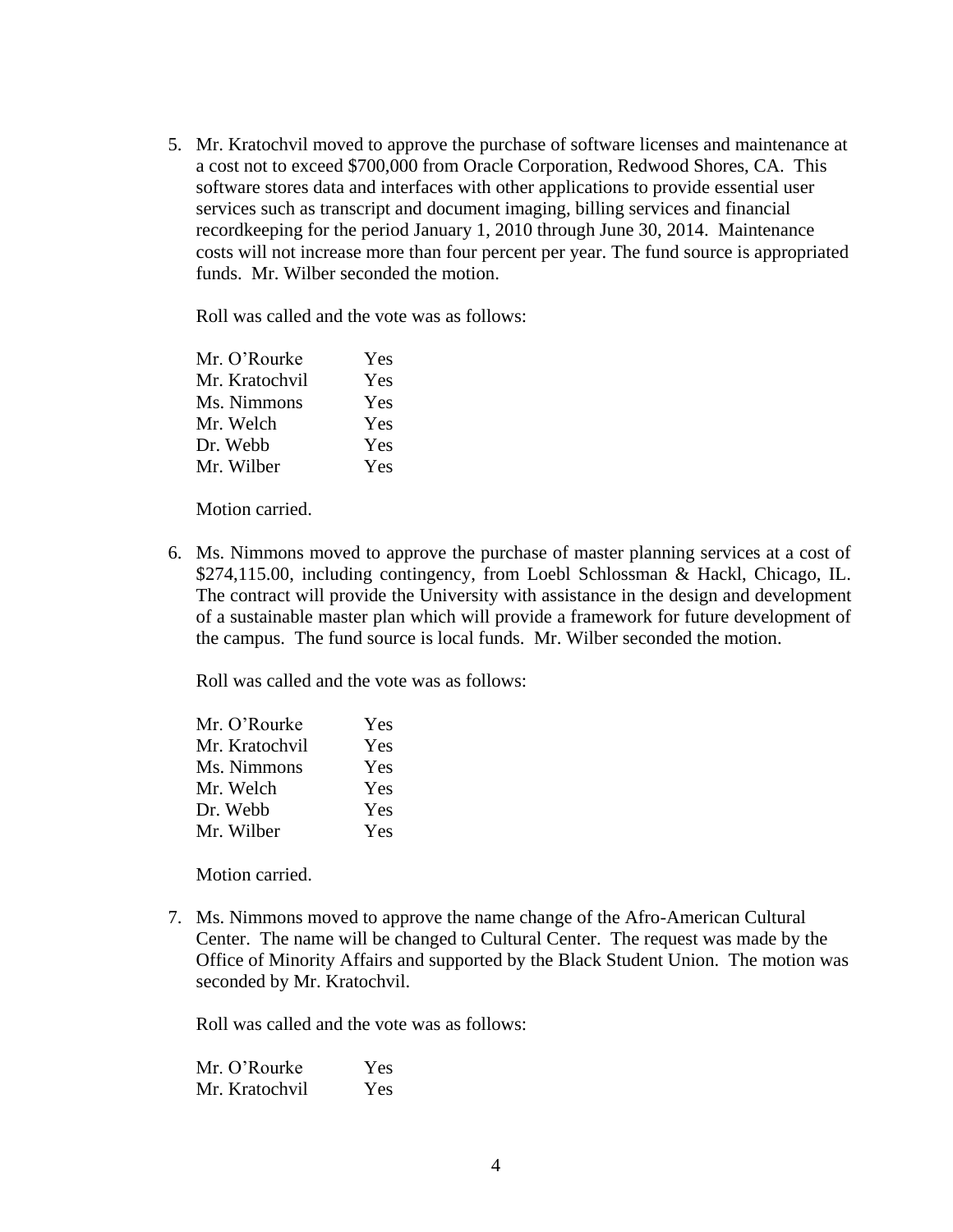5. Mr. Kratochvil moved to approve the purchase of software licenses and maintenance at a cost not to exceed $700,000 from Oracle Corporation, Redwood Shores, CA. This software stores data and interfaces with other applications to provide essential user services such as transcript and document imaging, billing services and financial recordkeeping for the period January 1, 2010 through June 30, 2014. Maintenance costs will not increase more than four percent per year. The fund source is appropriated funds. Mr. Wilber seconded the motion.

   Roll was called and the vote was as follows:

   Mr. O'Rourke Yes
   Mr. Kratochvil Yes
   Ms. Nimmons Yes
   Mr. Welch Yes
   Dr. Webb Yes
   Mr. Wilber Yes

   Motion carried.

6. Ms. Nimmons moved to approve the purchase of master planning services at a cost of $274,115.00, including contingency, from Loebl Schlossman & Hackl, Chicago, IL. The contract will provide the University with assistance in the design and development of a sustainable master plan which will provide a framework for future development of the campus. The fund source is local funds. Mr. Wilber seconded the motion.

   Roll was called and the vote was as follows:

   Mr. O'Rourke Yes
   Mr. Kratochvil Yes
   Ms. Nimmons Yes
   Mr. Welch Yes
   Dr. Webb Yes
   Mr. Wilber Yes

   Motion carried.

7. Ms. Nimmons moved to approve the name change of the Afro-American Cultural Center. The name will be changed to Cultural Center. The request was made by the Office of Minority Affairs and supported by the Black Student Union. The motion was seconded by Mr. Kratochvil.

   Roll was called and the vote was as follows:

   Mr. O'Rourke Yes
   Mr. Kratochvil Yes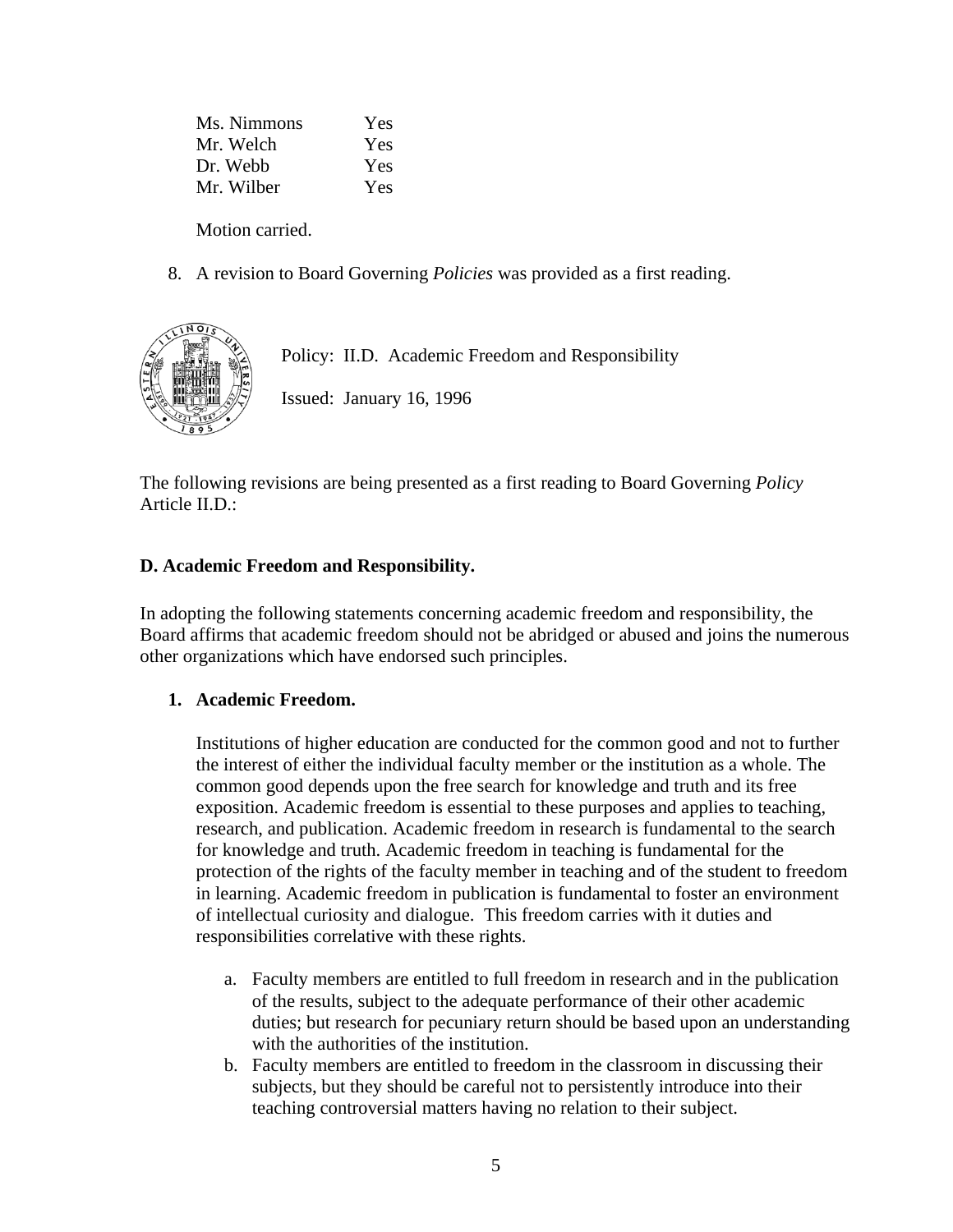| | |
|---|---|
| Ms. Nimmons | Yes |
| Mr. Welch | Yes |
| Dr. Webb | Yes |
| Mr. Wilber | Yes |

Motion carried.

8. A revision to Board Governing *Policies* was provided as a first reading.

Policy: II.D. Academic Freedom and Responsibility

Issued: January 16, 1996

The following revisions are being presented as a first reading to Board Governing *Policy* Article II.D.:

**D. Academic Freedom and Responsibility.**

In adopting the following statements concerning academic freedom and responsibility, the Board affirms that academic freedom should not be abridged or abused and joins the numerous other organizations which have endorsed such principles.

1. **Academic Freedom.**

   Institutions of higher education are conducted for the common good and not to further the interest of either the individual faculty member or the institution as a whole. The common good depends upon the free search for knowledge and truth and its free exposition. Academic freedom is essential to these purposes and applies to teaching, research, and publication. Academic freedom in research is fundamental to the search for knowledge and truth. Academic freedom in teaching is fundamental for the protection of the rights of the faculty member in teaching and of the student to freedom in learning. Academic freedom in publication is fundamental to foster an environment of intellectual curiosity and dialogue. This freedom carries with it duties and responsibilities correlative with these rights.

   a. Faculty members are entitled to full freedom in research and in the publication of the results, subject to the adequate performance of their other academic duties; but research for pecuniary return should be based upon an understanding with the authorities of the institution.
   b. Faculty members are entitled to freedom in the classroom in discussing their subjects, but they should be careful not to persistently introduce into their teaching controversial matters having no relation to their subject.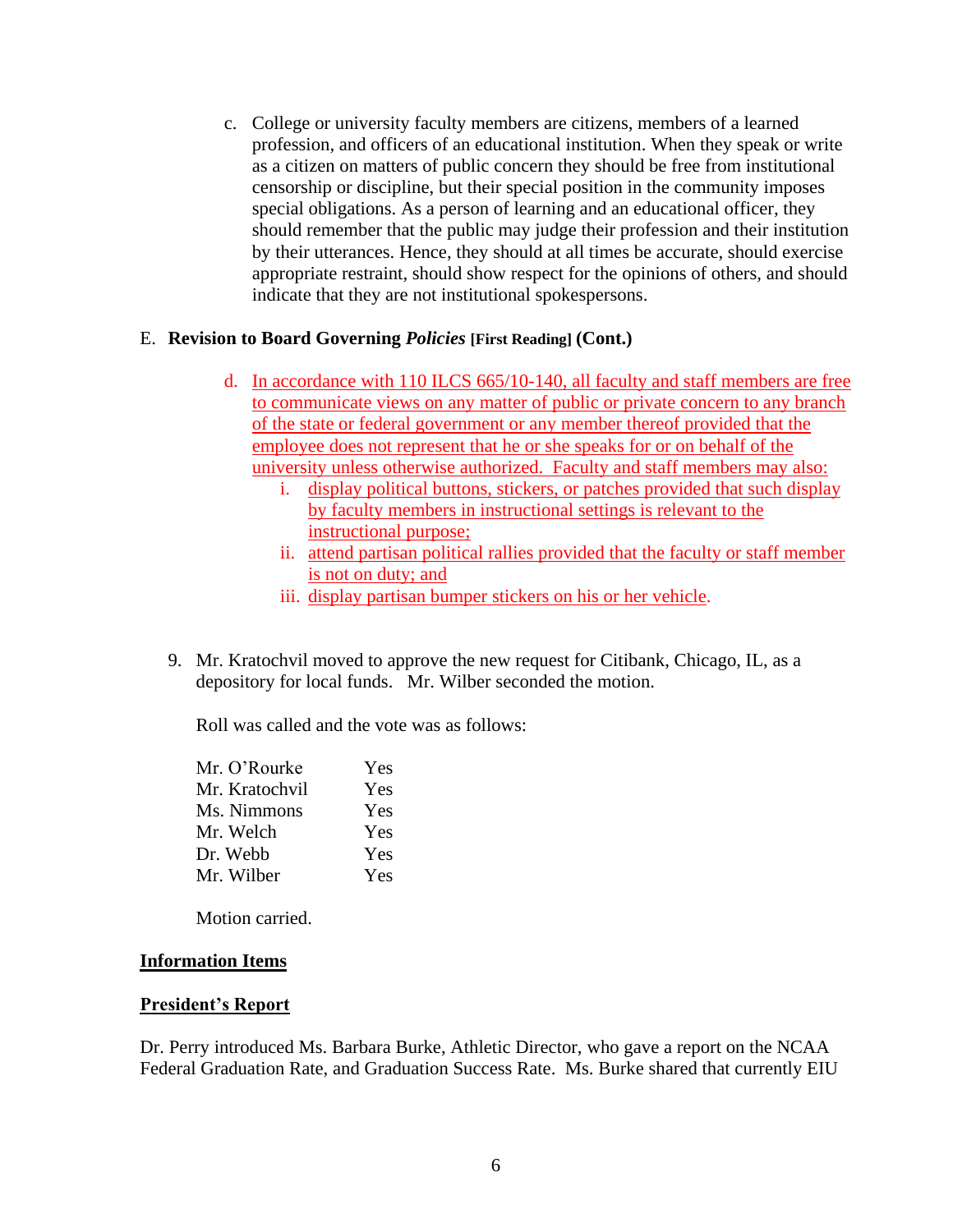c. College or university faculty members are citizens, members of a learned profession, and officers of an educational institution. When they speak or write as a citizen on matters of public concern they should be free from institutional censorship or discipline, but their special position in the community imposes special obligations. As a person of learning and an educational officer, they should remember that the public may judge their profession and their institution by their utterances. Hence, they should at all times be accurate, should exercise appropriate restraint, should show respect for the opinions of others, and should indicate that they are not institutional spokespersons.

E. **Revision to Board Governing *Policies* [First Reading] (Cont.)**

d. In accordance with 110 ILCS 665/10-140, all faculty and staff members are free to communicate views on any matter of public or private concern to any branch of the state or federal government or any member thereof provided that the employee does not represent that he or she speaks for or on behalf of the university unless otherwise authorized. Faculty and staff members may also:
   i. display political buttons, stickers, or patches provided that such display by faculty members in instructional settings is relevant to the instructional purpose;
   ii. attend partisan political rallies provided that the faculty or staff member is not on duty; and
   iii. display partisan bumper stickers on his or her vehicle.

9. Mr. Kratochvil moved to approve the new request for Citibank, Chicago, IL, as a depository for local funds. Mr. Wilber seconded the motion.

   Roll was called and the vote was as follows:

   | | |
   |---|---|
   | Mr. O'Rourke | Yes |
   | Mr. Kratochvil | Yes |
   | Ms. Nimmons | Yes |
   | Mr. Welch | Yes |
   | Dr. Webb | Yes |
   | Mr. Wilber | Yes |

   Motion carried.

**Information Items**

**President's Report**

Dr. Perry introduced Ms. Barbara Burke, Athletic Director, who gave a report on the NCAA Federal Graduation Rate, and Graduation Success Rate. Ms. Burke shared that currently EIU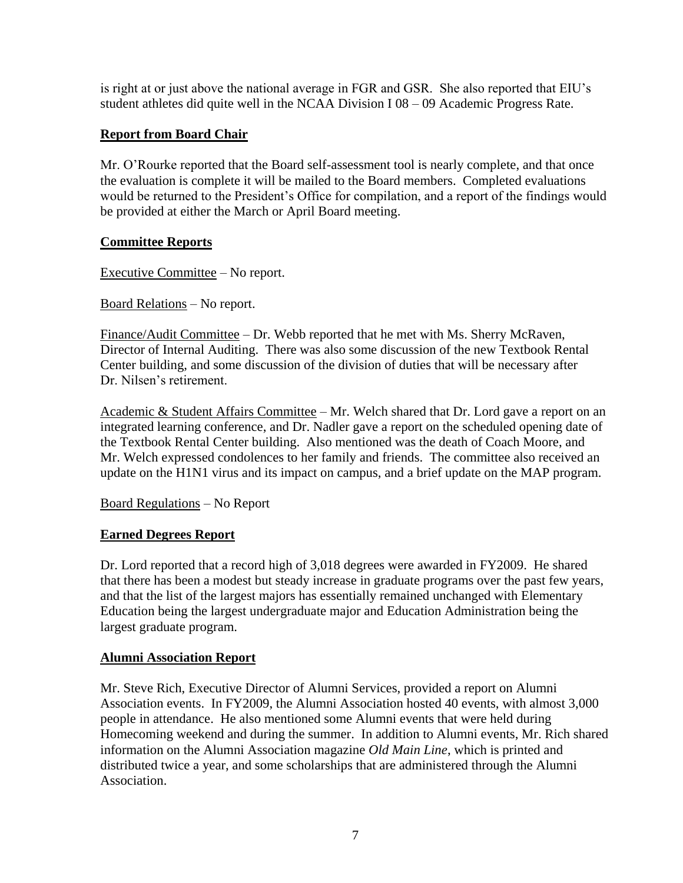is right at or just above the national average in FGR and GSR. She also reported that EIU's student athletes did quite well in the NCAA Division I 08 – 09 Academic Progress Rate.

## Report from Board Chair

Mr. O'Rourke reported that the Board self-assessment tool is nearly complete, and that once the evaluation is complete it will be mailed to the Board members. Completed evaluations would be returned to the President's Office for compilation, and a report of the findings would be provided at either the March or April Board meeting.

## Committee Reports

Executive Committee – No report.

Board Relations – No report.

Finance/Audit Committee – Dr. Webb reported that he met with Ms. Sherry McRaven, Director of Internal Auditing. There was also some discussion of the new Textbook Rental Center building, and some discussion of the division of duties that will be necessary after Dr. Nilsen's retirement.

Academic & Student Affairs Committee – Mr. Welch shared that Dr. Lord gave a report on an integrated learning conference, and Dr. Nadler gave a report on the scheduled opening date of the Textbook Rental Center building. Also mentioned was the death of Coach Moore, and Mr. Welch expressed condolences to her family and friends. The committee also received an update on the H1N1 virus and its impact on campus, and a brief update on the MAP program.

Board Regulations – No Report

## Earned Degrees Report

Dr. Lord reported that a record high of 3,018 degrees were awarded in FY2009. He shared that there has been a modest but steady increase in graduate programs over the past few years, and that the list of the largest majors has essentially remained unchanged with Elementary Education being the largest undergraduate major and Education Administration being the largest graduate program.

## Alumni Association Report

Mr. Steve Rich, Executive Director of Alumni Services, provided a report on Alumni Association events. In FY2009, the Alumni Association hosted 40 events, with almost 3,000 people in attendance. He also mentioned some Alumni events that were held during Homecoming weekend and during the summer. In addition to Alumni events, Mr. Rich shared information on the Alumni Association magazine *Old Main Line*, which is printed and distributed twice a year, and some scholarships that are administered through the Alumni Association.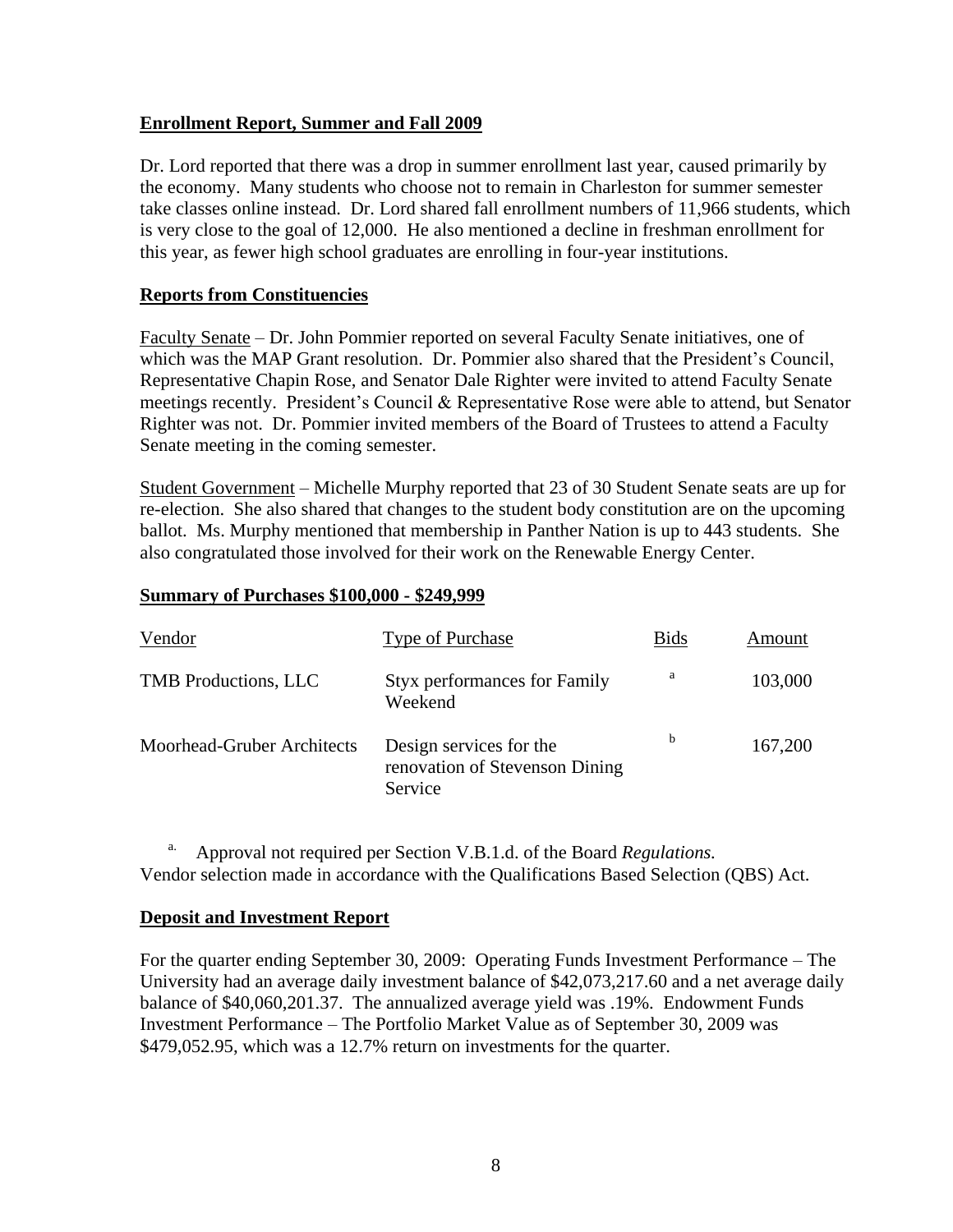**Enrollment Report, Summer and Fall 2009**

Dr. Lord reported that there was a drop in summer enrollment last year, caused primarily by the economy. Many students who choose not to remain in Charleston for summer semester take classes online instead. Dr. Lord shared fall enrollment numbers of 11,966 students, which is very close to the goal of 12,000. He also mentioned a decline in freshman enrollment for this year, as fewer high school graduates are enrolling in four-year institutions.

**Reports from Constituencies**

Faculty Senate – Dr. John Pommier reported on several Faculty Senate initiatives, one of which was the MAP Grant resolution. Dr. Pommier also shared that the President's Council, Representative Chapin Rose, and Senator Dale Righter were invited to attend Faculty Senate meetings recently. President's Council & Representative Rose were able to attend, but Senator Righter was not. Dr. Pommier invited members of the Board of Trustees to attend a Faculty Senate meeting in the coming semester.

Student Government – Michelle Murphy reported that 23 of 30 Student Senate seats are up for re-election. She also shared that changes to the student body constitution are on the upcoming ballot. Ms. Murphy mentioned that membership in Panther Nation is up to 443 students. She also congratulated those involved for their work on the Renewable Energy Center.

**Summary of Purchases $100,000 - $249,999**

| Vendor | Type of Purchase | Bids | Amount |
|---|---|---|---|
| TMB Productions, LLC | Styx performances for Family Weekend | a | 103,000 |
| Moorhead-Gruber Architects | Design services for the renovation of Stevenson Dining Service | b | 167,200 |

[a.] Approval not required per Section V.B.1.d. of the Board *Regulations.*
Vendor selection made in accordance with the Qualifications Based Selection (QBS) Act.

**Deposit and Investment Report**

For the quarter ending September 30, 2009: Operating Funds Investment Performance – The University had an average daily investment balance of $42,073,217.60 and a net average daily balance of $40,060,201.37. The annualized average yield was .19%. Endowment Funds Investment Performance – The Portfolio Market Value as of September 30, 2009 was $479,052.95, which was a 12.7% return on investments for the quarter.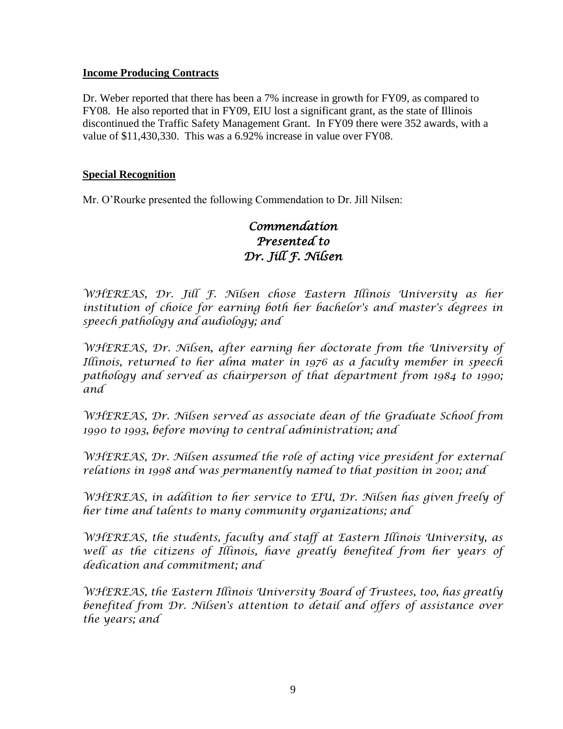**Income Producing Contracts**

Dr. Weber reported that there has been a 7% increase in growth for FY09, as compared to FY08. He also reported that in FY09, EIU lost a significant grant, as the state of Illinois discontinued the Traffic Safety Management Grant. In FY09 there were 352 awards, with a value of $11,430,330. This was a 6.92% increase in value over FY08.

**Special Recognition**

Mr. O'Rourke presented the following Commendation to Dr. Jill Nilsen:

*Commendation*
*Presented to*
*Dr. Jill F. Nilsen*

*WHEREAS, Dr. Jill F. Nilsen chose Eastern Illinois University as her institution of choice for earning both her bachelor's and master's degrees in speech pathology and audiology; and*

*WHEREAS, Dr. Nilsen, after earning her doctorate from the University of Illinois, returned to her alma mater in 1976 as a faculty member in speech pathology and served as chairperson of that department from 1984 to 1990; and*

*WHEREAS, Dr. Nilsen served as associate dean of the Graduate School from 1990 to 1993, before moving to central administration; and*

*WHEREAS, Dr. Nilsen assumed the role of acting vice president for external relations in 1998 and was permanently named to that position in 2001; and*

*WHEREAS, in addition to her service to EIU, Dr. Nilsen has given freely of her time and talents to many community organizations; and*

*WHEREAS, the students, faculty and staff at Eastern Illinois University, as well as the citizens of Illinois, have greatly benefited from her years of dedication and commitment; and*

*WHEREAS, the Eastern Illinois University Board of Trustees, too, has greatly benefited from Dr. Nilsen's attention to detail and offers of assistance over the years; and*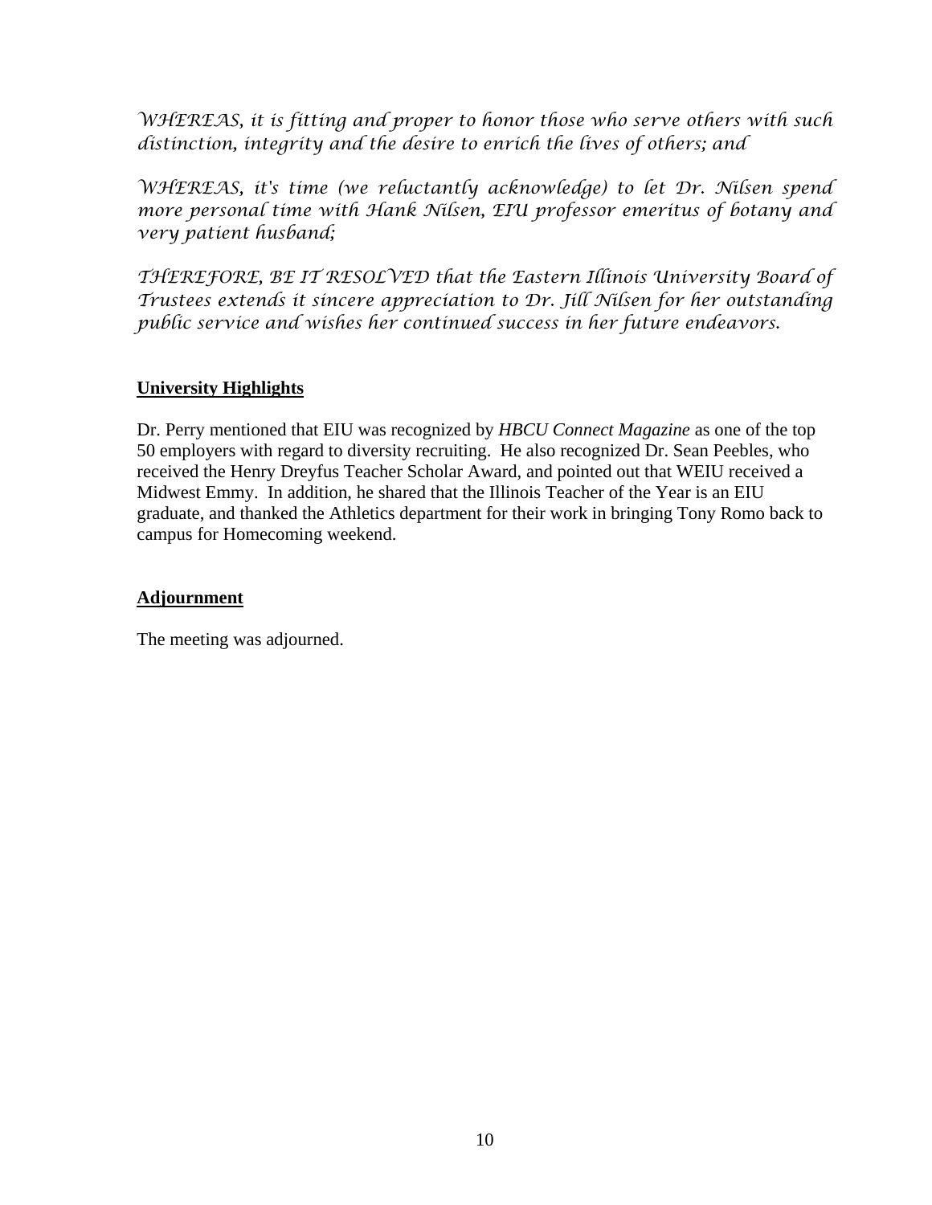*WHEREAS, it is fitting and proper to honor those who serve others with such distinction, integrity and the desire to enrich the lives of others; and*

*WHEREAS, it's time (we reluctantly acknowledge) to let Dr. Nilsen spend more personal time with Hank Nilsen, EIU professor emeritus of botany and very patient husband;*

*THEREFORE, BE IT RESOLVED that the Eastern Illinois University Board of Trustees extends it sincere appreciation to Dr. Jill Nilsen for her outstanding public service and wishes her continued success in her future endeavors.*

**University Highlights**

Dr. Perry mentioned that EIU was recognized by *HBCU Connect Magazine* as one of the top 50 employers with regard to diversity recruiting. He also recognized Dr. Sean Peebles, who received the Henry Dreyfus Teacher Scholar Award, and pointed out that WEIU received a Midwest Emmy. In addition, he shared that the Illinois Teacher of the Year is an EIU graduate, and thanked the Athletics department for their work in bringing Tony Romo back to campus for Homecoming weekend.

**Adjournment**

The meeting was adjourned.